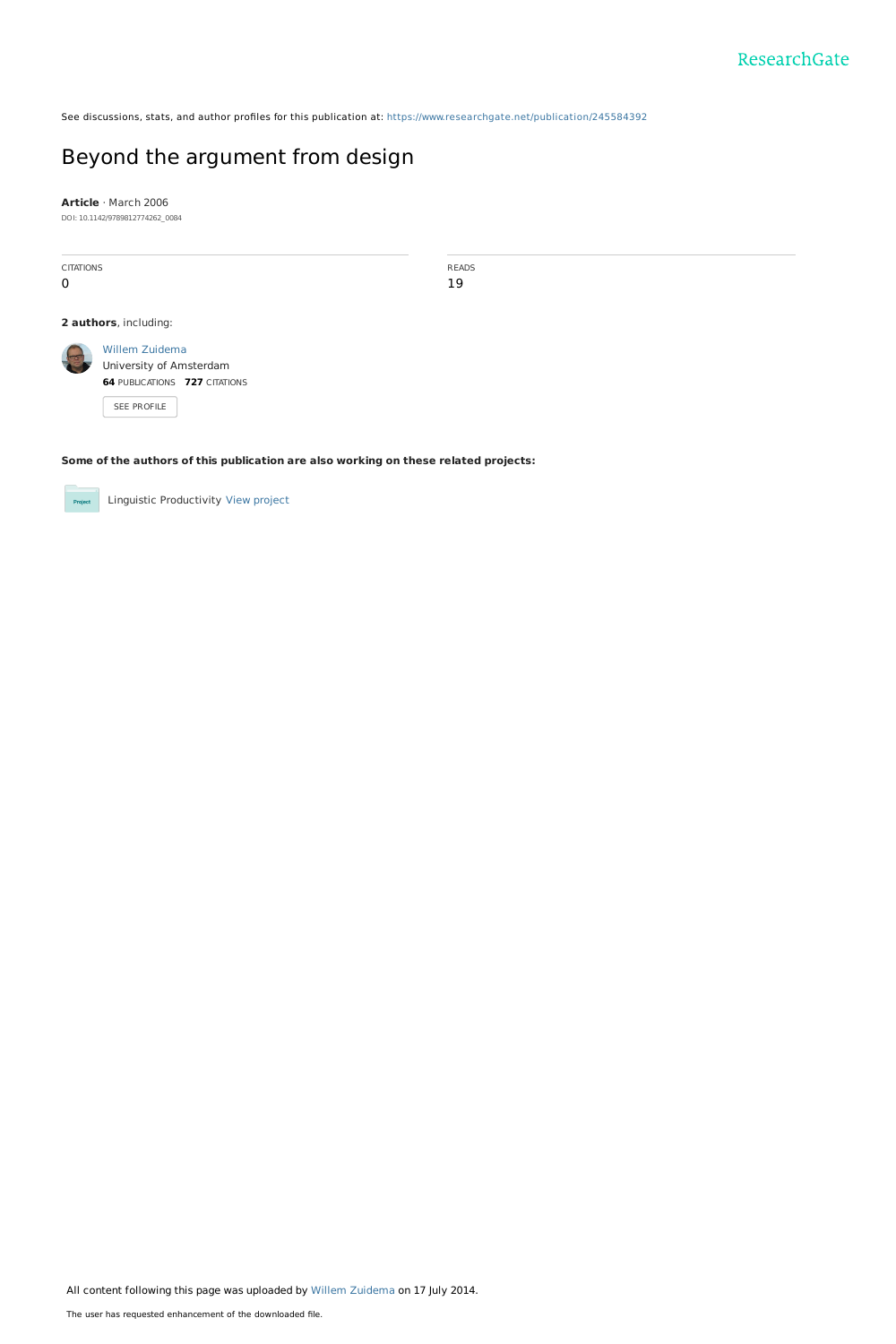See discussions, stats, and author profiles for this publication at: https://www.researchgate.net/publication/245584392

# Beyond the argument from design

**Article** · March 2006

DOI: 10.1142/9789812774262_0084

| CITATIONS | READS |
| --- | --- |
| 0 | 19 |

**2 authors**, including:

Willem Zuidema
University of Amsterdam
**64** PUBLICATIONS **727** CITATIONS

SEE PROFILE

**Some of the authors of this publication are also working on these related projects:**

Linguistic Productivity View project

All content following this page was uploaded by Willem Zuidema on 17 July 2014.

The user has requested enhancement of the downloaded file.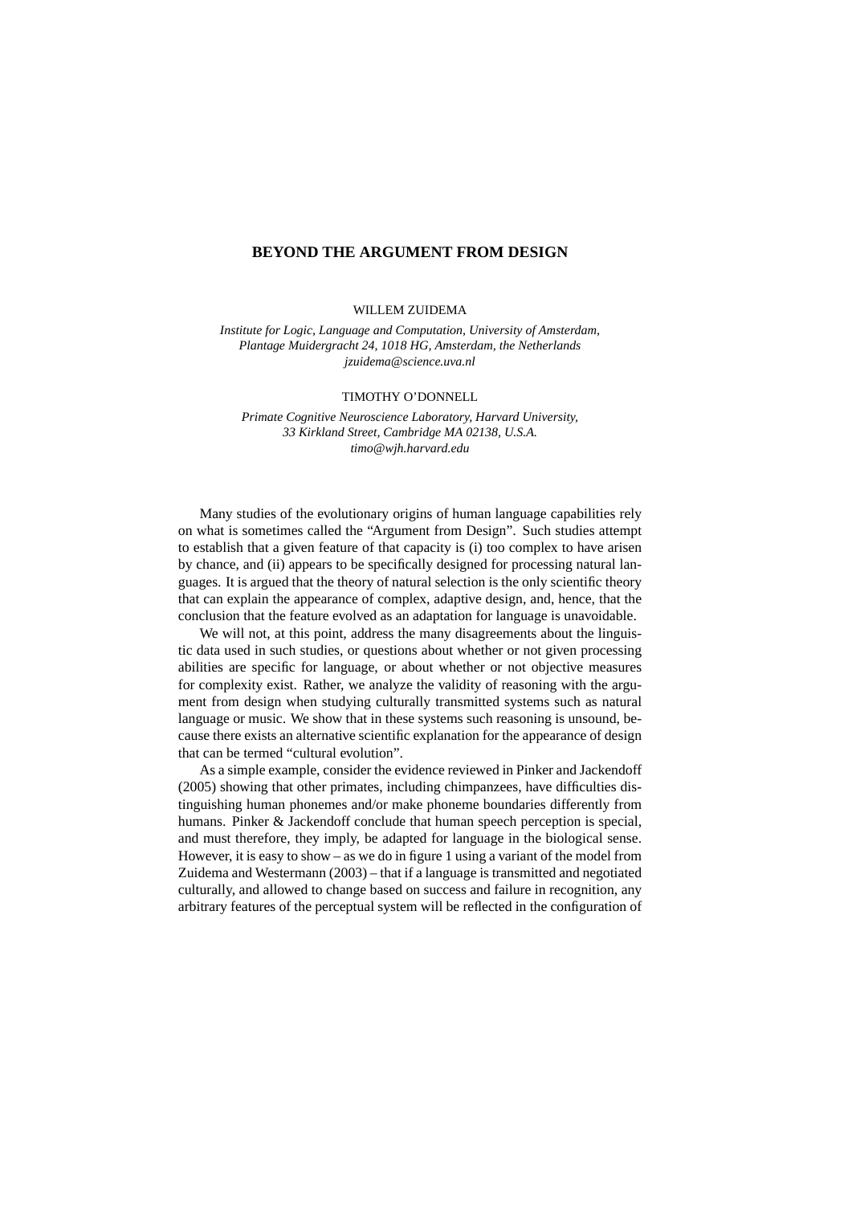# BEYOND THE ARGUMENT FROM DESIGN

WILLEM ZUIDEMA

*Institute for Logic, Language and Computation, University of Amsterdam, Plantage Muidergracht 24, 1018 HG, Amsterdam, the Netherlands*
*jzuidema@science.uva.nl*

TIMOTHY O'DONNELL

*Primate Cognitive Neuroscience Laboratory, Harvard University, 33 Kirkland Street, Cambridge MA 02138, U.S.A.*
*timo@wjh.harvard.edu*

Many studies of the evolutionary origins of human language capabilities rely on what is sometimes called the "Argument from Design". Such studies attempt to establish that a given feature of that capacity is (i) too complex to have arisen by chance, and (ii) appears to be specifically designed for processing natural languages. It is argued that the theory of natural selection is the only scientific theory that can explain the appearance of complex, adaptive design, and, hence, that the conclusion that the feature evolved as an adaptation for language is unavoidable.

We will not, at this point, address the many disagreements about the linguistic data used in such studies, or questions about whether or not given processing abilities are specific for language, or about whether or not objective measures for complexity exist. Rather, we analyze the validity of reasoning with the argument from design when studying culturally transmitted systems such as natural language or music. We show that in these systems such reasoning is unsound, because there exists an alternative scientific explanation for the appearance of design that can be termed "cultural evolution".

As a simple example, consider the evidence reviewed in Pinker and Jackendoff (2005) showing that other primates, including chimpanzees, have difficulties distinguishing human phonemes and/or make phoneme boundaries differently from humans. Pinker & Jackendoff conclude that human speech perception is special, and must therefore, they imply, be adapted for language in the biological sense. However, it is easy to show – as we do in figure 1 using a variant of the model from Zuidema and Westermann (2003) – that if a language is transmitted and negotiated culturally, and allowed to change based on success and failure in recognition, any arbitrary features of the perceptual system will be reflected in the configuration of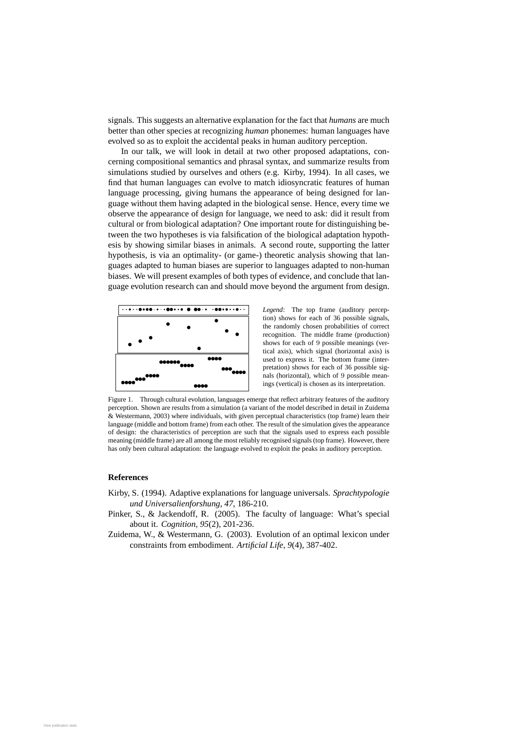signals. This suggests an alternative explanation for the fact that *humans* are much better than other species at recognizing *human* phonemes: human languages have evolved so as to exploit the accidental peaks in human auditory perception.

In our talk, we will look in detail at two other proposed adaptations, concerning compositional semantics and phrasal syntax, and summarize results from simulations studied by ourselves and others (e.g. Kirby, 1994). In all cases, we find that human languages can evolve to match idiosyncratic features of human language processing, giving humans the appearance of being designed for language without them having adapted in the biological sense. Hence, every time we observe the appearance of design for language, we need to ask: did it result from cultural or from biological adaptation? One important route for distinguishing between the two hypotheses is via falsification of the biological adaptation hypothesis by showing similar biases in animals. A second route, supporting the latter hypothesis, is via an optimality- (or game-) theoretic analysis showing that languages adapted to human biases are superior to languages adapted to non-human biases. We will present examples of both types of evidence, and conclude that language evolution research can and should move beyond the argument from design.

*Legend*: The top frame (auditory perception) shows for each of 36 possible signals, the randomly chosen probabilities of correct recognition. The middle frame (production) shows for each of 9 possible meanings (vertical axis), which signal (horizontal axis) is used to express it. The bottom frame (interpretation) shows for each of 36 possible signals (horizontal), which of 9 possible meanings (vertical) is chosen as its interpretation.

Figure 1. Through cultural evolution, languages emerge that reflect arbitrary features of the auditory perception. Shown are results from a simulation (a variant of the model described in detail in Zuidema & Westermann, 2003) where individuals, with given perceptual characteristics (top frame) learn their language (middle and bottom frame) from each other. The result of the simulation gives the appearance of design: the characteristics of perception are such that the signals used to express each possible meaning (middle frame) are all among the most reliably recognised signals (top frame). However, there has only been cultural adaptation: the language evolved to exploit the peaks in auditory perception.

## References

Kirby, S. (1994). Adaptive explanations for language universals. *Sprachtypologie und Universalienforshung*, *47*, 186-210.

Pinker, S., & Jackendoff, R. (2005). The faculty of language: What's special about it. *Cognition*, *95*(2), 201-236.

Zuidema, W., & Westermann, G. (2003). Evolution of an optimal lexicon under constraints from embodiment. *Artificial Life*, *9*(4), 387-402.